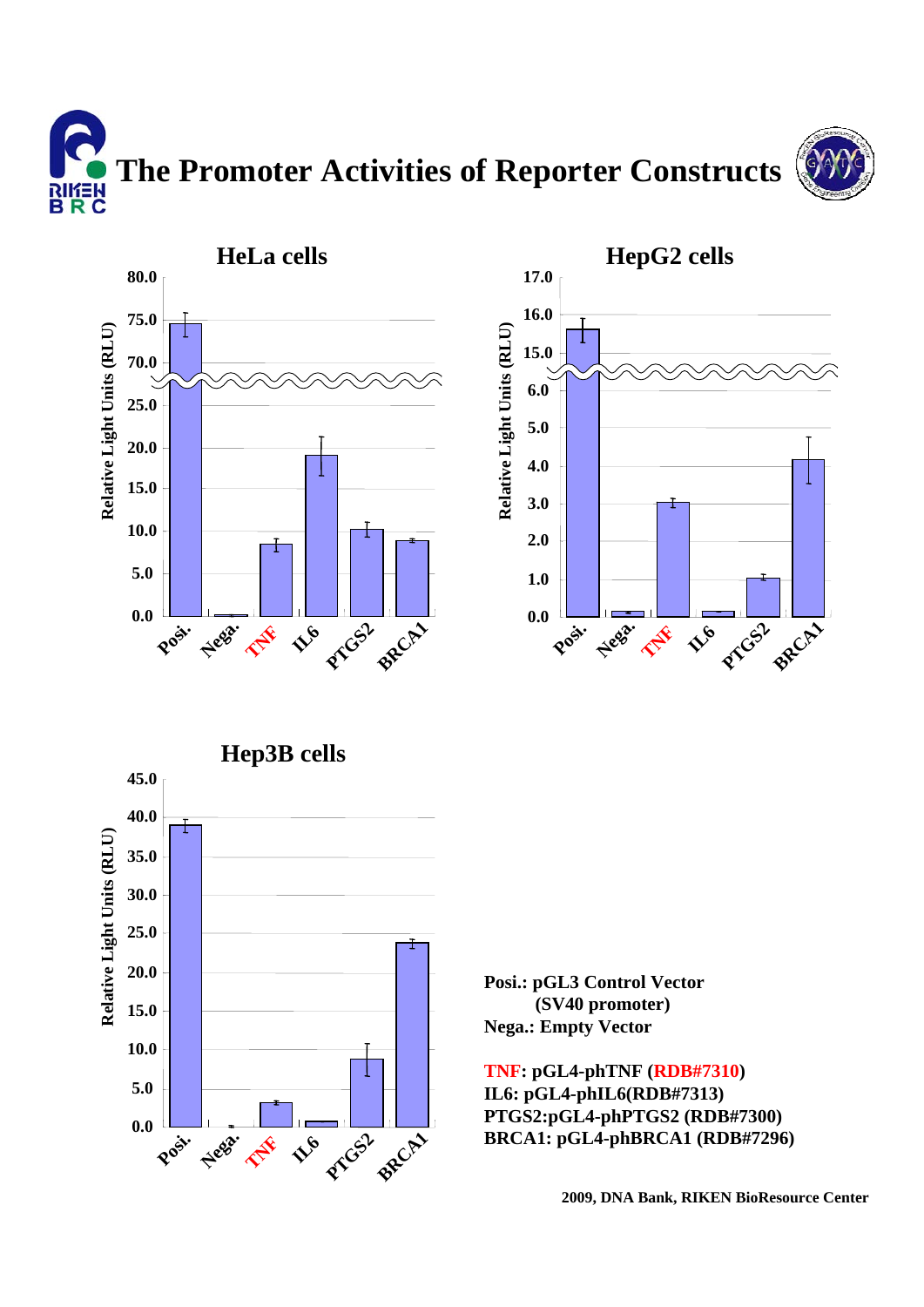# The Promoter Activities of Reporter Constructs

HeLa cells

HepG2 cells

Hep3B cells

Posi.: pGL3 Control Vector
(SV40 promoter)
Nega.: Empty Vector

TNF: pGL4-phTNF (RDB#7310)
IL6: pGL4-phIL6(RDB#7313)
PTGS2:pGL4-phPTGS2 (RDB#7300)
BRCA1: pGL4-phBRCA1 (RDB#7296)

2009, DNA Bank, RIKEN BioResource Center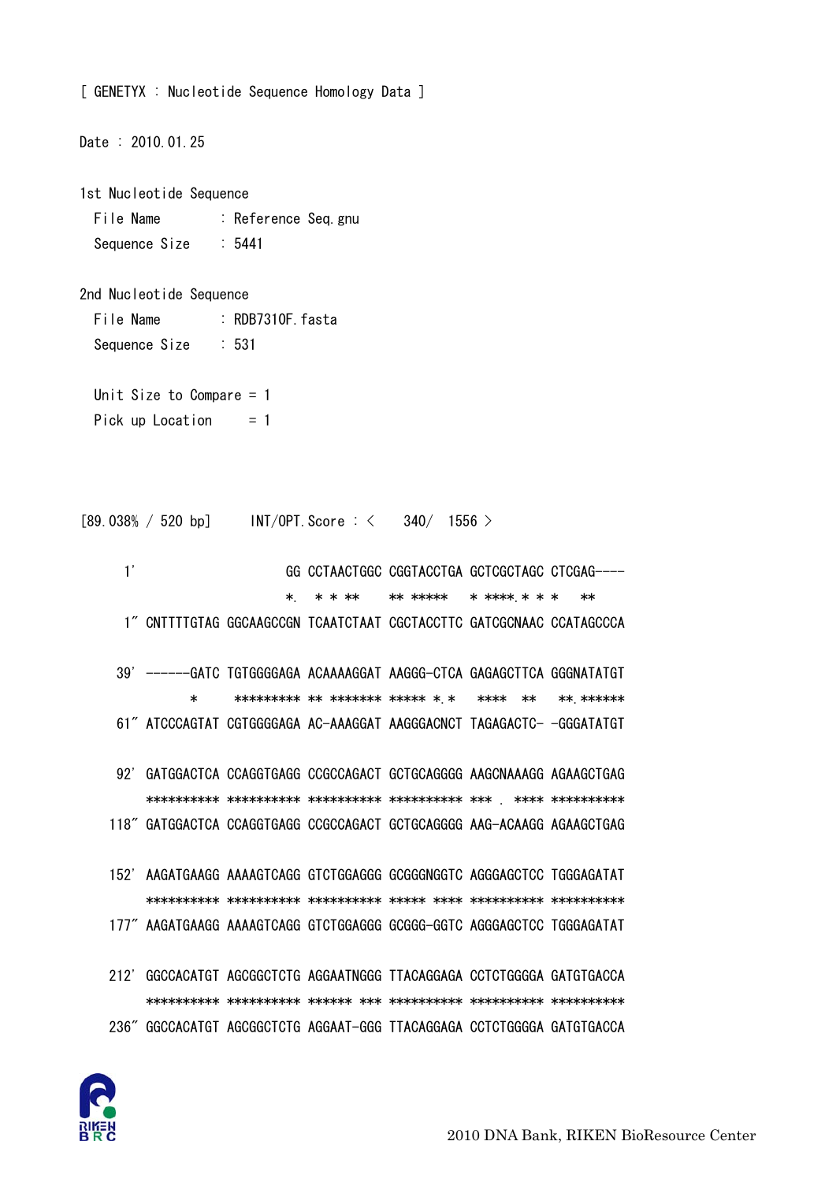[ GENETYX : Nucleotide Sequence Homology Data ]

Date : 2010.01.25

1st Nucleotide Sequence
  File Name       : Reference Seq.gnu
  Sequence Size   : 5441

2nd Nucleotide Sequence
  File Name       : RDB7310F.fasta
  Sequence Size   : 531

  Unit Size to Compare = 1
  Pick up Location     = 1

```
[89.038% / 520 bp]     INT/OPT.Score : <    340/  1556 >

     1'                    GG CCTAACTGGC CGGTACCTGA GCTCGCTAGC CTCGAG----
                           *.   * * **     ** *****    * ****.* * *    **
     1" CNTTTTGTAG GGCAAGCCGN TCAATCTAAT CGCTACCTTC GATCGCNAAC CCATAGCCCA

    39' ------GATC TGTGGGGAGA ACAAAAGGAT AAGGG-CTCA GAGAGCTTCA GGGNATATGT
              *      ********* ** ******* ***** *.*    ****   **    **.******
    61" ATCCCAGTAT CGTGGGGAGA AC-AAAGGAT AAGGGACNCT TAGAGACTC- -GGGATATGT

    92' GATGGACTCA CCAGGTGAGG CCGCCAGACT GCTGCAGGGG AAGCNAAAGG AGAAGCTGAG
        ********** ********** ********** ********** ***  .  **** **********
   118" GATGGACTCA CCAGGTGAGG CCGCCAGACT GCTGCAGGGG AAG-ACAAGG AGAAGCTGAG

   152' AAGATGAAGG AAAAGTCAGG GTCTGGAGGG GCGGGNGGTC AGGGAGCTCC TGGGAGATAT
        ********** ********** ********** ***** **** ********** **********
   177" AAGATGAAGG AAAAGTCAGG GTCTGGAGGG GCGGG-GGTC AGGGAGCTCC TGGGAGATAT

   212' GGCCACATGT AGCGGCTCTG AGGAATNGGG TTACAGGAGA CCTCTGGGGA GATGTGACCA
        ********** ********** ****** *** ********** ********** **********
   236" GGCCACATGT AGCGGCTCTG AGGAAT-GGG TTACAGGAGA CCTCTGGGGA GATGTGACCA
```

2010 DNA Bank, RIKEN BioResource Center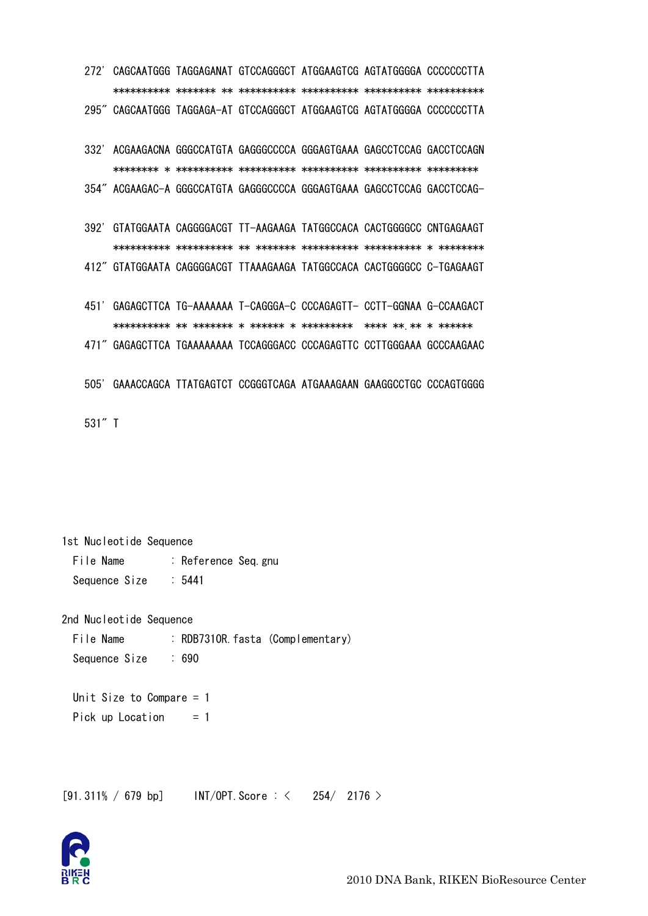```
272' CAGCAATGGG TAGGAGANAT GTCCAGGGCT ATGGAAGTCG AGTATGGGGA CCCCCCCTTA
     ********** ******* ** ********** ********** ********** **********
295" CAGCAATGGG TAGGAGA-AT GTCCAGGGCT ATGGAAGTCG AGTATGGGGA CCCCCCCTTA

332' ACGAAGACNA GGGCCATGTA GAGGGCCCCA GGGAGTGAAA GAGCCTCCAG GACCTCCAGN
     ******** * ********** ********** ********** ********** *********
354" ACGAAGAC-A GGGCCATGTA GAGGGCCCCA GGGAGTGAAA GAGCCTCCAG GACCTCCAG-

392' GTATGGAATA CAGGGGACGT TT-AAGAAGA TATGGCCACA CACTGGGGCC CNTGAGAAGT
     ********** ********** ** ******* ********** ********** * ********
412" GTATGGAATA CAGGGGACGT TTAAAGAAGA TATGGCCACA CACTGGGGCC C-TGAGAAGT

451' GAGAGCTTCA TG-AAAAAAA T-CAGGGA-C CCCAGAGTT- CCTT-GGNAA G-CCAAGACT
     ********** ** ******* * ****** * *********  **** **.** * ******
471" GAGAGCTTCA TGAAAAAAAA TCCAGGGACC CCCAGAGTTC CCTTGGGAAA GCCCAAGAAC

505' GAAACCAGCA TTATGAGTCT CCGGGTCAGA ATGAAAGAAN GAAGGCCTGC CCCAGTGGGG

531" T
```

1st Nucleotide Sequence
  File Name　　　: Reference Seq.gnu
  Sequence Size　: 5441

2nd Nucleotide Sequence
  File Name　　　: RDB7310R.fasta (Complementary)
  Sequence Size　: 690

  Unit Size to Compare = 1
  Pick up Location　　 = 1

[91.311% / 679 bp]　　INT/OPT.Score : <　254/　2176 >

2010 DNA Bank, RIKEN BioResource Center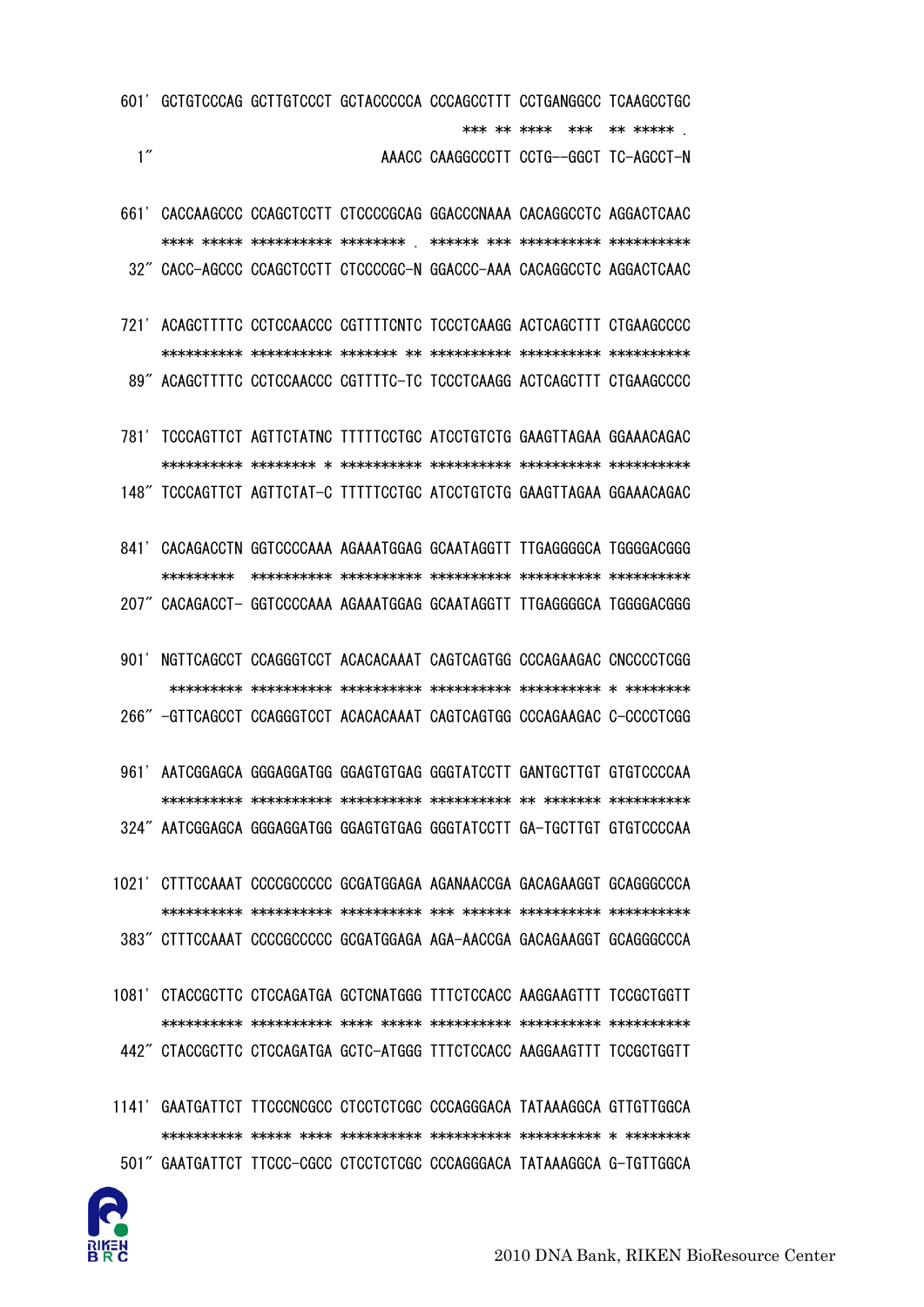```
 601' GCTGTCCCAG GCTTGTCCCT GCTACCCCCA CCCAGCCTTT CCTGANGGCC TCAAGCCTGC
                                            *** ** ****  ***  ** ***** .
   1"                                  AAACC CAAGGCCCTT CCTG--GGCT TC-AGCCT-N

 661' CACCAAGCCC CCAGCTCCTT CTCCCCGCAG GGACCCNAAA CACAGGCCTC AGGACTCAAC
      **** ***** ********** ******** . ****** *** ********** **********
  32" CACC-AGCCC CCAGCTCCTT CTCCCCGC-N GGACCC-AAA CACAGGCCTC AGGACTCAAC

 721' ACAGCTTTTC CCTCCAACCC CGTTTTCNTC TCCCTCAAGG ACTCAGCTTT CTGAAGCCCC
      ********** ********** ******* ** ********** ********** **********
  89" ACAGCTTTTC CCTCCAACCC CGTTTTC-TC TCCCTCAAGG ACTCAGCTTT CTGAAGCCCC

 781' TCCCAGTTCT AGTTCTATNC TTTTTCCTGC ATCCTGTCTG GAAGTTAGAA GGAAACAGAC
      ********** ******** * ********** ********** ********** **********
 148" TCCCAGTTCT AGTTCTAT-C TTTTTCCTGC ATCCTGTCTG GAAGTTAGAA GGAAACAGAC

 841' CACAGACCTN GGTCCCCAAA AGAAATGGAG GCAATAGGTT TTGAGGGGCA TGGGGACGGG
      *********  ********** ********** ********** ********** **********
 207" CACAGACCT- GGTCCCCAAA AGAAATGGAG GCAATAGGTT TTGAGGGGCA TGGGGACGGG

 901' NGTTCAGCCT CCAGGGTCCT ACACACAAAT CAGTCAGTGG CCCAGAAGAC CNCCCCTCGG
       ********* ********** ********** ********** ********** * ********
 266" -GTTCAGCCT CCAGGGTCCT ACACACAAAT CAGTCAGTGG CCCAGAAGAC C-CCCCTCGG

 961' AATCGGAGCA GGGAGGATGG GGAGTGTGAG GGGTATCCTT GANTGCTTGT GTGTCCCCAA
      ********** ********** ********** ********** ** ******* **********
 324" AATCGGAGCA GGGAGGATGG GGAGTGTGAG GGGTATCCTT GA-TGCTTGT GTGTCCCCAA

1021' CTTTCCAAAT CCCCGCCCCC GCGATGGAGA AGANAACCGA GACAGAAGGT GCAGGGCCCA
      ********** ********** ********** *** ****** ********** **********
 383" CTTTCCAAAT CCCCGCCCCC GCGATGGAGA AGA-AACCGA GACAGAAGGT GCAGGGCCCA

1081' CTACCGCTTC CTCCAGATGA GCTCNATGGG TTTCTCCACC AAGGAAGTTT TCCGCTGGTT
      ********** ********** **** ***** ********** ********** **********
 442" CTACCGCTTC CTCCAGATGA GCTC-ATGGG TTTCTCCACC AAGGAAGTTT TCCGCTGGTT

1141' GAATGATTCT TTCCCNCGCC CTCCTCTCGC CCCAGGGACA TATAAAGGCA GTTGTTGGCA
      ********** ***** **** ********** ********** ********** * ********
 501" GAATGATTCT TTCCC-CGCC CTCCTCTCGC CCCAGGGACA TATAAAGGCA G-TGTTGGCA
```

2010 DNA Bank, RIKEN BioResource Center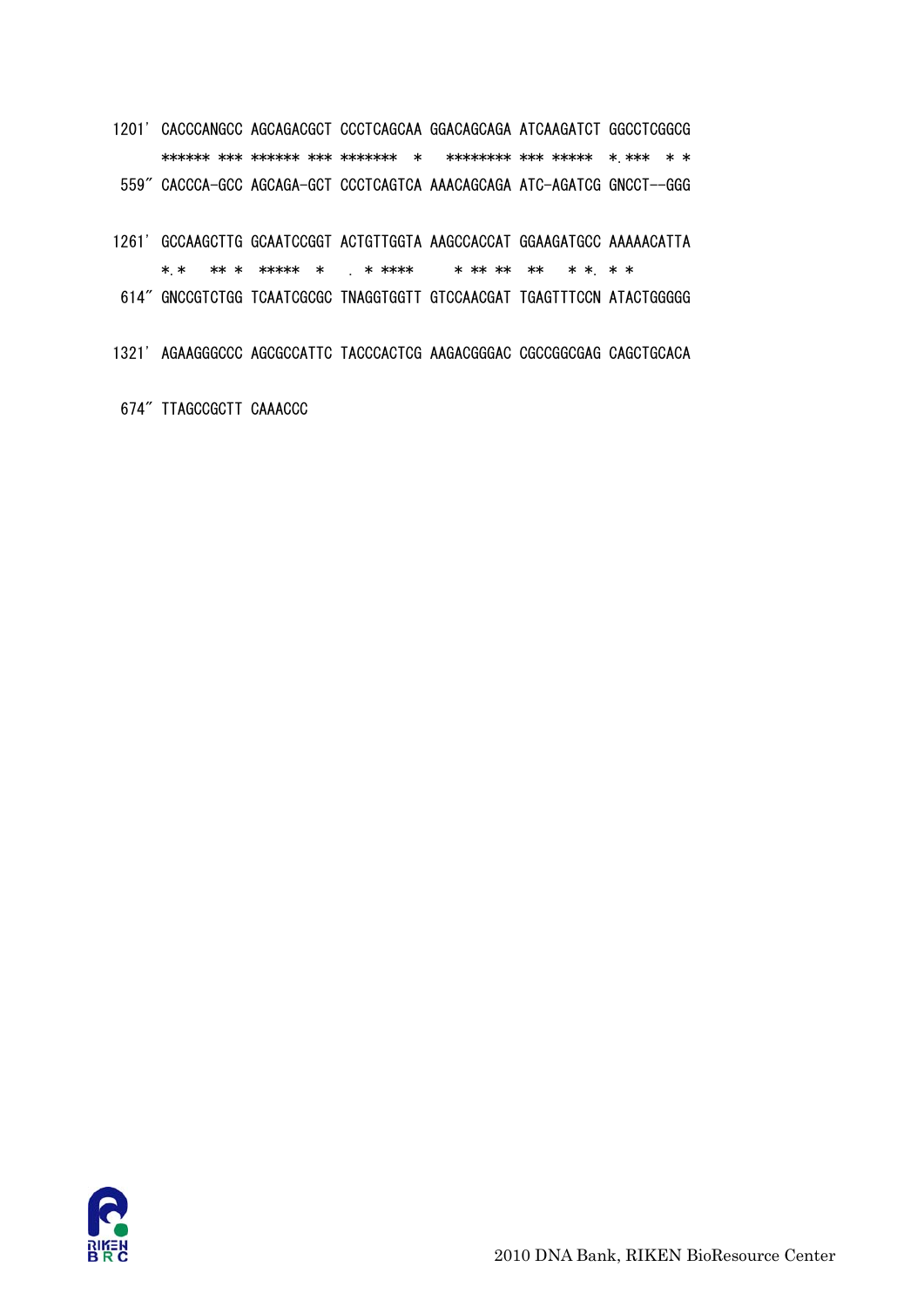```
1201' CACCCANGCC AGCAGACGCT CCCTCAGCAA GGACAGCAGA ATCAAGATCT GGCCTCGGCG
      ****** *** ****** *** *******  *   ******** *** *****  *.***  * *
 559" CACCCA-GCC AGCAGA-GCT CCCTCAGTCA AAACAGCAGA ATC-AGATCG GNCCT--GGG

1261' GCCAAGCTTG GCAATCCGGT ACTGTTGGTA AAGCCACCAT GGAAGATGCC AAAAACATTA
      *.*    ** *  *****  *    . * ****      * ** **  **    * *. * *
 614" GNCCGTCTGG TCAATCGCGC TNAGGTGGTT GTCCAACGAT TGAGTTTCCN ATACTGGGGG

1321' AGAAGGGCCC AGCGCCATTC TACCCACTCG AAGACGGGAC CGCCGGCGAG CAGCTGCACA

 674" TTAGCCGCTT CAAACCC
```

2010 DNA Bank, RIKEN BioResource Center